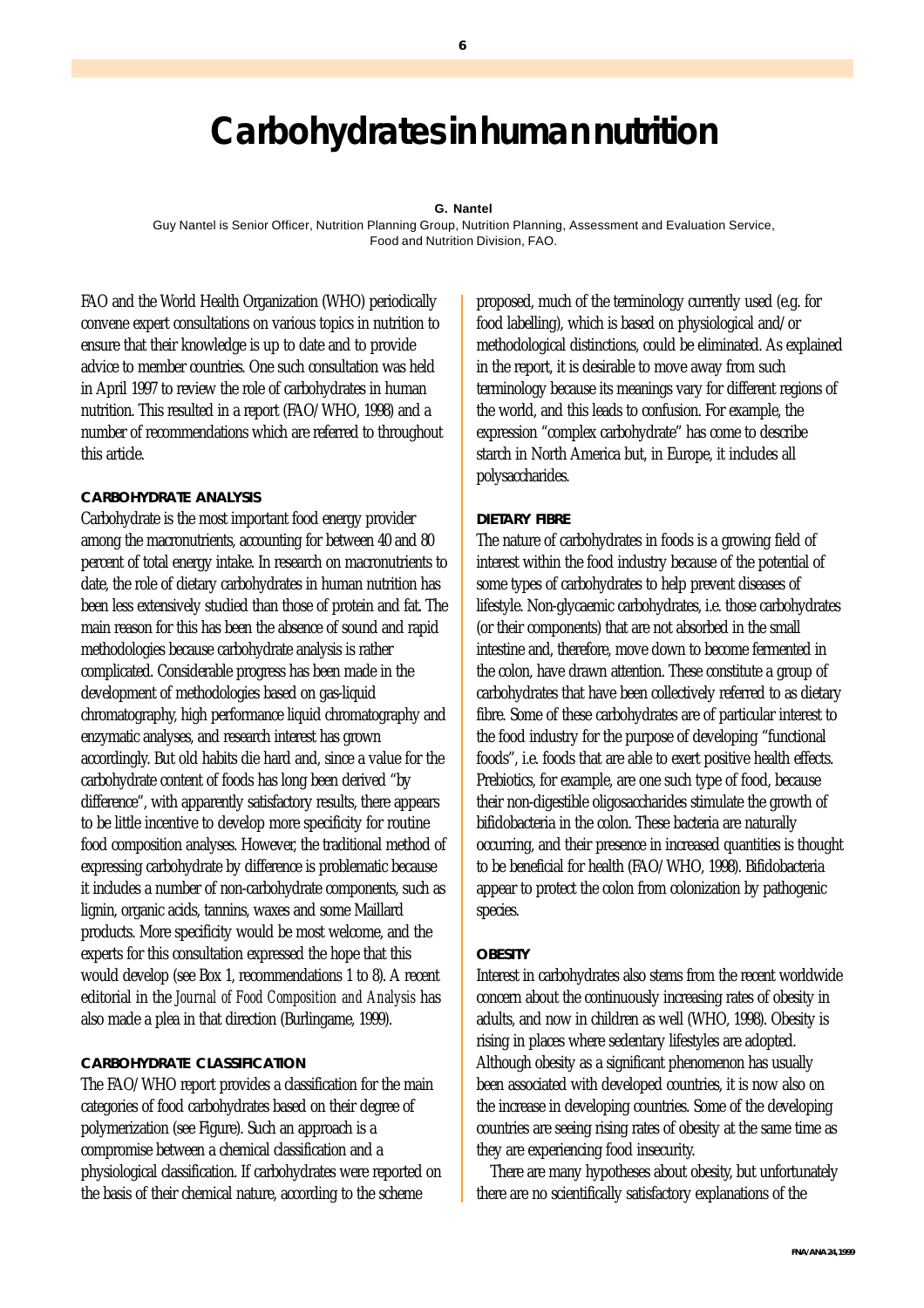# Carbohydrates in human nutrition

**G. Nantel**

Guy Nantel is Senior Officer, Nutrition Planning Group, Nutrition Planning, Assessment and Evaluation Service, Food and Nutrition Division, FAO.

FAO and the World Health Organization (WHO) periodically convene expert consultations on various topics in nutrition to ensure that their knowledge is up to date and to provide advice to member countries. One such consultation was held in April 1997 to review the role of carbohydrates in human nutrition. This resulted in a report (FAO/WHO, 1998) and a number of recommendations which are referred to throughout this article.

### CARBOHYDRATE ANALYSIS

Carbohydrate is the most important food energy provider among the macronutrients, accounting for between 40 and 80 percent of total energy intake. In research on macronutrients to date, the role of dietary carbohydrates in human nutrition has been less extensively studied than those of protein and fat. The main reason for this has been the absence of sound and rapid methodologies because carbohydrate analysis is rather complicated. Considerable progress has been made in the development of methodologies based on gas-liquid chromatography, high performance liquid chromatography and enzymatic analyses, and research interest has grown accordingly. But old habits die hard and, since a value for the carbohydrate content of foods has long been derived "by difference", with apparently satisfactory results, there appears to be little incentive to develop more specificity for routine food composition analyses. However, the traditional method of expressing carbohydrate by difference is problematic because it includes a number of non-carbohydrate components, such as lignin, organic acids, tannins, waxes and some Maillard products. More specificity would be most welcome, and the experts for this consultation expressed the hope that this would develop (see Box 1, recommendations 1 to 8). A recent editorial in the *Journal of Food Composition and Analysis* has also made a plea in that direction (Burlingame, 1999).

### CARBOHYDRATE CLASSIFICATION

The FAO/WHO report provides a classification for the main categories of food carbohydrates based on their degree of polymerization (see Figure). Such an approach is a compromise between a chemical classification and a physiological classification. If carbohydrates were reported on the basis of their chemical nature, according to the scheme proposed, much of the terminology currently used (e.g. for food labelling), which is based on physiological and/or methodological distinctions, could be eliminated. As explained in the report, it is desirable to move away from such terminology because its meanings vary for different regions of the world, and this leads to confusion. For example, the expression "complex carbohydrate" has come to describe starch in North America but, in Europe, it includes all polysaccharides.

### DIETARY FIBRE

The nature of carbohydrates in foods is a growing field of interest within the food industry because of the potential of some types of carbohydrates to help prevent diseases of lifestyle. Non-glycaemic carbohydrates, i.e. those carbohydrates (or their components) that are not absorbed in the small intestine and, therefore, move down to become fermented in the colon, have drawn attention. These constitute a group of carbohydrates that have been collectively referred to as dietary fibre. Some of these carbohydrates are of particular interest to the food industry for the purpose of developing "functional foods", i.e. foods that are able to exert positive health effects. Prebiotics, for example, are one such type of food, because their non-digestible oligosaccharides stimulate the growth of bifidobacteria in the colon. These bacteria are naturally occurring, and their presence in increased quantities is thought to be beneficial for health (FAO/WHO, 1998). Bifidobacteria appear to protect the colon from colonization by pathogenic species.

### OBESITY

Interest in carbohydrates also stems from the recent worldwide concern about the continuously increasing rates of obesity in adults, and now in children as well (WHO, 1998). Obesity is rising in places where sedentary lifestyles are adopted. Although obesity as a significant phenomenon has usually been associated with developed countries, it is now also on the increase in developing countries. Some of the developing countries are seeing rising rates of obesity at the same time as they are experiencing food insecurity.

There are many hypotheses about obesity, but unfortunately there are no scientifically satisfactory explanations of the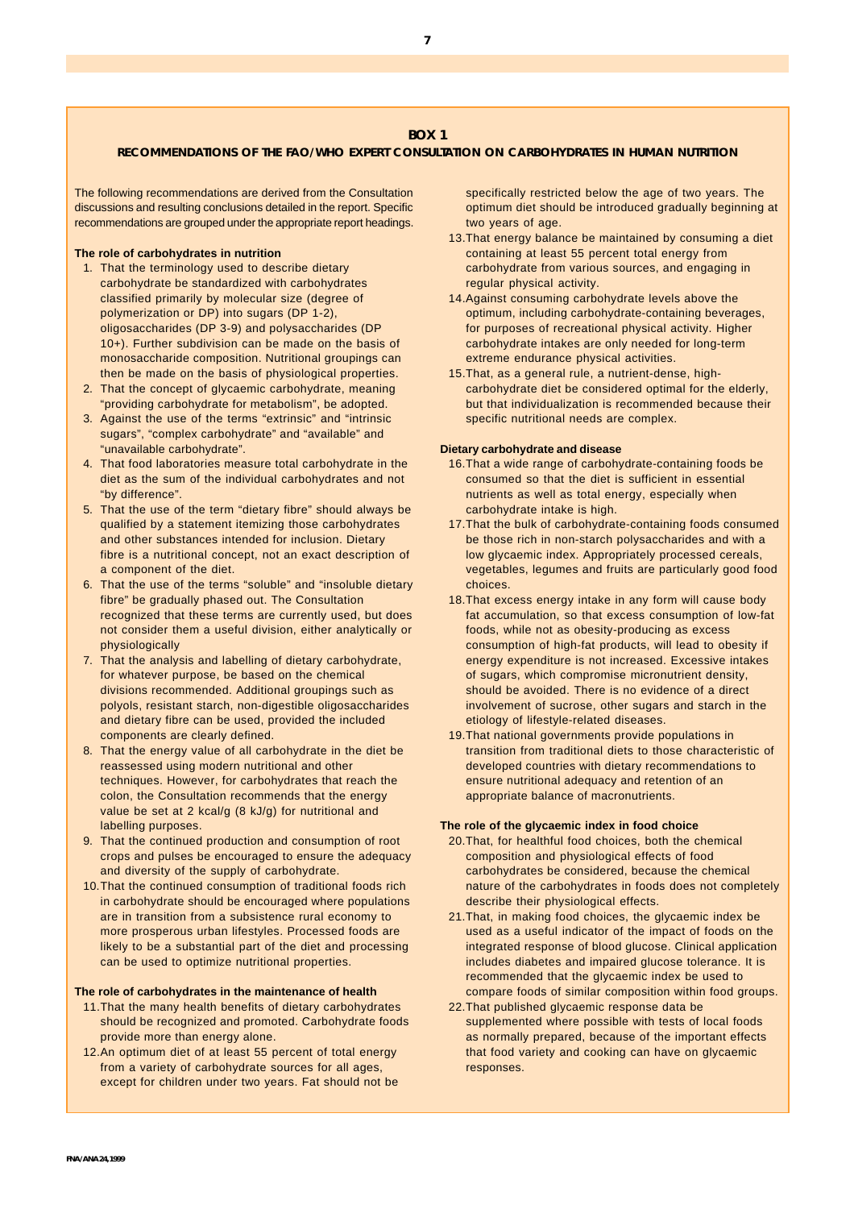## BOX 1

### RECOMMENDATIONS OF THE FAO/WHO EXPERT CONSULTATION ON CARBOHYDRATES IN HUMAN NUTRITION

The following recommendations are derived from the Consultation discussions and resulting conclusions detailed in the report. Specific recommendations are grouped under the appropriate report headings.

**The role of carbohydrates in nutrition**

1. That the terminology used to describe dietary carbohydrate be standardized with carbohydrates classified primarily by molecular size (degree of polymerization or DP) into sugars (DP 1-2), oligosaccharides (DP 3-9) and polysaccharides (DP 10+). Further subdivision can be made on the basis of monosaccharide composition. Nutritional groupings can then be made on the basis of physiological properties.
2. That the concept of glycaemic carbohydrate, meaning "providing carbohydrate for metabolism", be adopted.
3. Against the use of the terms "extrinsic" and "intrinsic sugars", "complex carbohydrate" and "available" and "unavailable carbohydrate".
4. That food laboratories measure total carbohydrate in the diet as the sum of the individual carbohydrates and not "by difference".
5. That the use of the term "dietary fibre" should always be qualified by a statement itemizing those carbohydrates and other substances intended for inclusion. Dietary fibre is a nutritional concept, not an exact description of a component of the diet.
6. That the use of the terms "soluble" and "insoluble dietary fibre" be gradually phased out. The Consultation recognized that these terms are currently used, but does not consider them a useful division, either analytically or physiologically
7. That the analysis and labelling of dietary carbohydrate, for whatever purpose, be based on the chemical divisions recommended. Additional groupings such as polyols, resistant starch, non-digestible oligosaccharides and dietary fibre can be used, provided the included components are clearly defined.
8. That the energy value of all carbohydrate in the diet be reassessed using modern nutritional and other techniques. However, for carbohydrates that reach the colon, the Consultation recommends that the energy value be set at 2 kcal/g (8 kJ/g) for nutritional and labelling purposes.
9. That the continued production and consumption of root crops and pulses be encouraged to ensure the adequacy and diversity of the supply of carbohydrate.
10. That the continued consumption of traditional foods rich in carbohydrate should be encouraged where populations are in transition from a subsistence rural economy to more prosperous urban lifestyles. Processed foods are likely to be a substantial part of the diet and processing can be used to optimize nutritional properties.

**The role of carbohydrates in the maintenance of health**

11. That the many health benefits of dietary carbohydrates should be recognized and promoted. Carbohydrate foods provide more than energy alone.
12. An optimum diet of at least 55 percent of total energy from a variety of carbohydrate sources for all ages, except for children under two years. Fat should not be specifically restricted below the age of two years. The optimum diet should be introduced gradually beginning at two years of age.
13. That energy balance be maintained by consuming a diet containing at least 55 percent total energy from carbohydrate from various sources, and engaging in regular physical activity.
14. Against consuming carbohydrate levels above the optimum, including carbohydrate-containing beverages, for purposes of recreational physical activity. Higher carbohydrate intakes are only needed for long-term extreme endurance physical activities.
15. That, as a general rule, a nutrient-dense, high-carbohydrate diet be considered optimal for the elderly, but that individualization is recommended because their specific nutritional needs are complex.

**Dietary carbohydrate and disease**

16. That a wide range of carbohydrate-containing foods be consumed so that the diet is sufficient in essential nutrients as well as total energy, especially when carbohydrate intake is high.
17. That the bulk of carbohydrate-containing foods consumed be those rich in non-starch polysaccharides and with a low glycaemic index. Appropriately processed cereals, vegetables, legumes and fruits are particularly good food choices.
18. That excess energy intake in any form will cause body fat accumulation, so that excess consumption of low-fat foods, while not as obesity-producing as excess consumption of high-fat products, will lead to obesity if energy expenditure is not increased. Excessive intakes of sugars, which compromise micronutrient density, should be avoided. There is no evidence of a direct involvement of sucrose, other sugars and starch in the etiology of lifestyle-related diseases.
19. That national governments provide populations in transition from traditional diets to those characteristic of developed countries with dietary recommendations to ensure nutritional adequacy and retention of an appropriate balance of macronutrients.

**The role of the glycaemic index in food choice**

20. That, for healthful food choices, both the chemical composition and physiological effects of food carbohydrates be considered, because the chemical nature of the carbohydrates in foods does not completely describe their physiological effects.
21. That, in making food choices, the glycaemic index be used as a useful indicator of the impact of foods on the integrated response of blood glucose. Clinical application includes diabetes and impaired glucose tolerance. It is recommended that the glycaemic index be used to compare foods of similar composition within food groups.
22. That published glycaemic response data be supplemented where possible with tests of local foods as normally prepared, because of the important effects that food variety and cooking can have on glycaemic responses.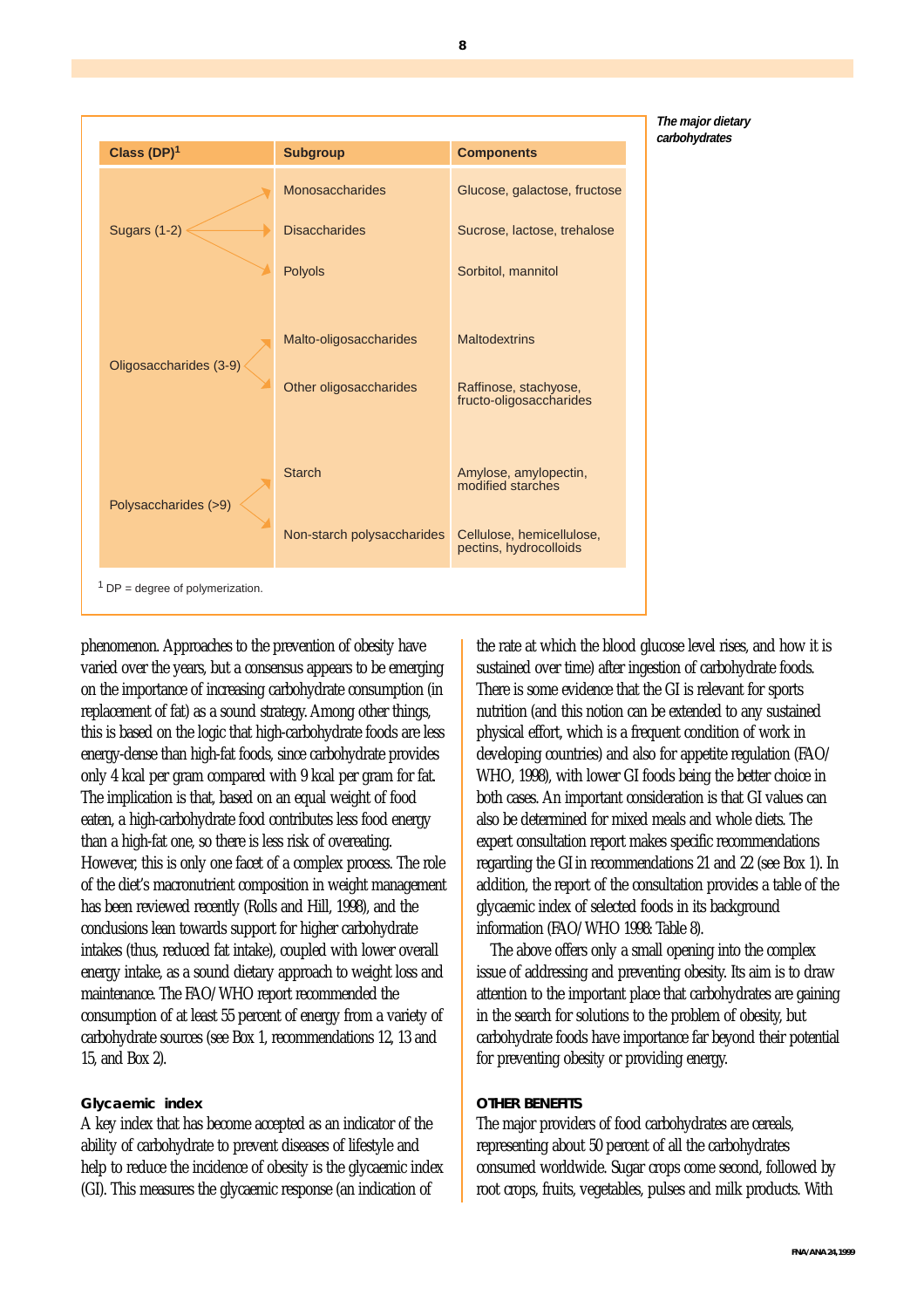*The major dietary carbohydrates*

| Class (DP)[1] | Subgroup | Components |
|---|---|---|
| Sugars (1-2) | Monosaccharides | Glucose, galactose, fructose |
| | Disaccharides | Sucrose, lactose, trehalose |
| | Polyols | Sorbitol, mannitol |
| Oligosaccharides (3-9) | Malto-oligosaccharides | Maltodextrins |
| | Other oligosaccharides | Raffinose, stachyose, fructo-oligosaccharides |
| Polysaccharides (>9) | Starch | Amylose, amylopectin, modified starches |
| | Non-starch polysaccharides | Cellulose, hemicellulose, pectins, hydrocolloids |

[1] DP = degree of polymerization.

phenomenon. Approaches to the prevention of obesity have varied over the years, but a consensus appears to be emerging on the importance of increasing carbohydrate consumption (in replacement of fat) as a sound strategy. Among other things, this is based on the logic that high-carbohydrate foods are less energy-dense than high-fat foods, since carbohydrate provides only 4 kcal per gram compared with 9 kcal per gram for fat. The implication is that, based on an equal weight of food eaten, a high-carbohydrate food contributes less food energy than a high-fat one, so there is less risk of overeating. However, this is only one facet of a complex process. The role of the diet's macronutrient composition in weight management has been reviewed recently (Rolls and Hill, 1998), and the conclusions lean towards support for higher carbohydrate intakes (thus, reduced fat intake), coupled with lower overall energy intake, as a sound dietary approach to weight loss and maintenance. The FAO/WHO report recommended the consumption of at least 55 percent of energy from a variety of carbohydrate sources (see Box 1, recommendations 12, 13 and 15, and Box 2).

### Glycaemic index

A key index that has become accepted as an indicator of the ability of carbohydrate to prevent diseases of lifestyle and help to reduce the incidence of obesity is the glycaemic index (GI). This measures the glycaemic response (an indication of the rate at which the blood glucose level rises, and how it is sustained over time) after ingestion of carbohydrate foods. There is some evidence that the GI is relevant for sports nutrition (and this notion can be extended to any sustained physical effort, which is a frequent condition of work in developing countries) and also for appetite regulation (FAO/WHO, 1998), with lower GI foods being the better choice in both cases. An important consideration is that GI values can also be determined for mixed meals and whole diets. The expert consultation report makes specific recommendations regarding the GI in recommendations 21 and 22 (see Box 1). In addition, the report of the consultation provides a table of the glycaemic index of selected foods in its background information (FAO/WHO 1998: Table 8).

The above offers only a small opening into the complex issue of addressing and preventing obesity. Its aim is to draw attention to the important place that carbohydrates are gaining in the search for solutions to the problem of obesity, but carbohydrate foods have importance far beyond their potential for preventing obesity or providing energy.

## OTHER BENEFITS

The major providers of food carbohydrates are cereals, representing about 50 percent of all the carbohydrates consumed worldwide. Sugar crops come second, followed by root crops, fruits, vegetables, pulses and milk products. With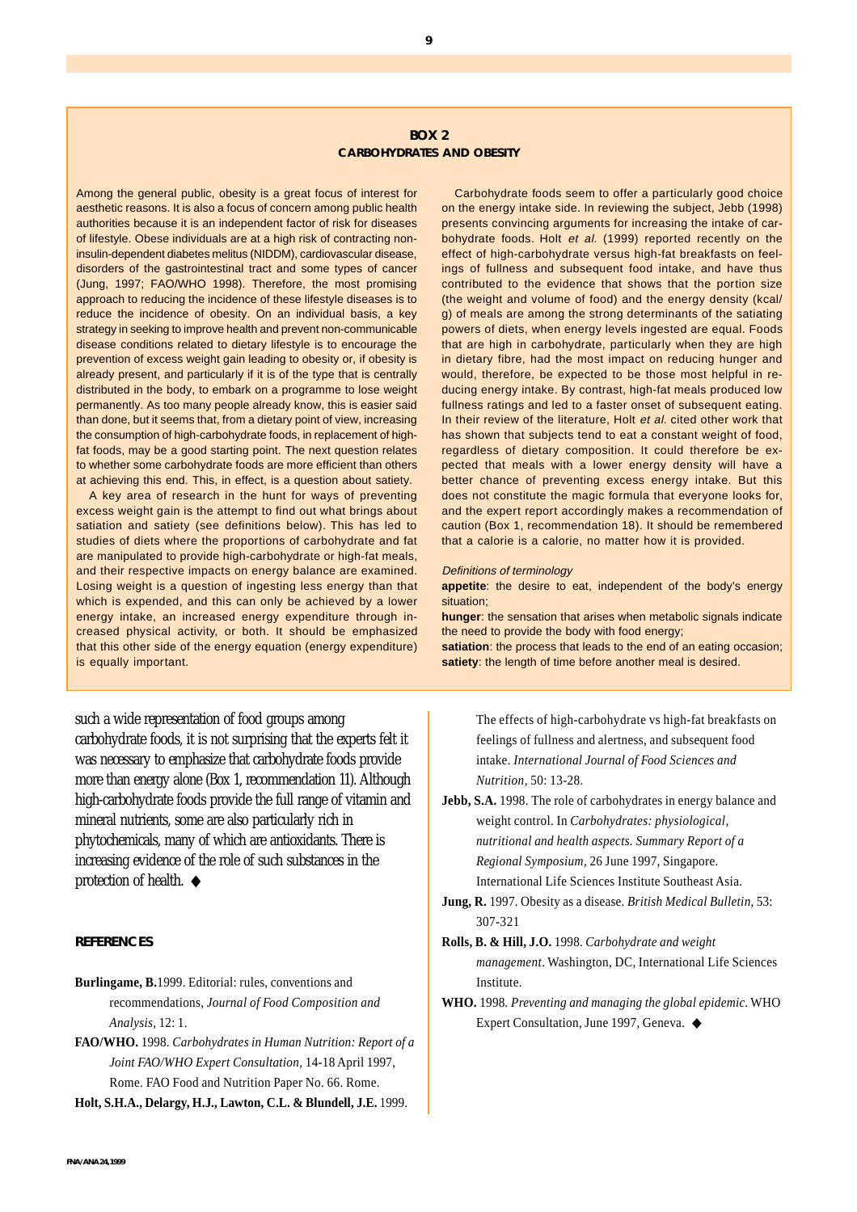## BOX 2
## CARBOHYDRATES AND OBESITY

Among the general public, obesity is a great focus of interest for aesthetic reasons. It is also a focus of concern among public health authorities because it is an independent factor of risk for diseases of lifestyle. Obese individuals are at a high risk of contracting non-insulin-dependent diabetes melitus (NIDDM), cardiovascular disease, disorders of the gastrointestinal tract and some types of cancer (Jung, 1997; FAO/WHO 1998). Therefore, the most promising approach to reducing the incidence of these lifestyle diseases is to reduce the incidence of obesity. On an individual basis, a key strategy in seeking to improve health and prevent non-communicable disease conditions related to dietary lifestyle is to encourage the prevention of excess weight gain leading to obesity or, if obesity is already present, and particularly if it is of the type that is centrally distributed in the body, to embark on a programme to lose weight permanently. As too many people already know, this is easier said than done, but it seems that, from a dietary point of view, increasing the consumption of high-carbohydrate foods, in replacement of high-fat foods, may be a good starting point. The next question relates to whether some carbohydrate foods are more efficient than others at achieving this end. This, in effect, is a question about satiety.

A key area of research in the hunt for ways of preventing excess weight gain is the attempt to find out what brings about satiation and satiety (see definitions below). This has led to studies of diets where the proportions of carbohydrate and fat are manipulated to provide high-carbohydrate or high-fat meals, and their respective impacts on energy balance are examined. Losing weight is a question of ingesting less energy than that which is expended, and this can only be achieved by a lower energy intake, an increased energy expenditure through increased physical activity, or both. It should be emphasized that this other side of the energy equation (energy expenditure) is equally important.

Carbohydrate foods seem to offer a particularly good choice on the energy intake side. In reviewing the subject, Jebb (1998) presents convincing arguments for increasing the intake of carbohydrate foods. Holt *et al.* (1999) reported recently on the effect of high-carbohydrate versus high-fat breakfasts on feelings of fullness and subsequent food intake, and have thus contributed to the evidence that shows that the portion size (the weight and volume of food) and the energy density (kcal/g) of meals are among the strong determinants of the satiating powers of diets, when energy levels ingested are equal. Foods that are high in carbohydrate, particularly when they are high in dietary fibre, had the most impact on reducing hunger and would, therefore, be expected to be those most helpful in reducing energy intake. By contrast, high-fat meals produced low fullness ratings and led to a faster onset of subsequent eating. In their review of the literature, Holt *et al.* cited other work that has shown that subjects tend to eat a constant weight of food, regardless of dietary composition. It could therefore be expected that meals with a lower energy density will have a better chance of preventing excess energy intake. But this does not constitute the magic formula that everyone looks for, and the expert report accordingly makes a recommendation of caution (Box 1, recommendation 18). It should be remembered that a calorie is a calorie, no matter how it is provided.

*Definitions of terminology*

**appetite**: the desire to eat, independent of the body's energy situation;

**hunger**: the sensation that arises when metabolic signals indicate the need to provide the body with food energy;

**satiation**: the process that leads to the end of an eating occasion;

**satiety**: the length of time before another meal is desired.

---

such a wide representation of food groups among carbohydrate foods, it is not surprising that the experts felt it was necessary to emphasize that carbohydrate foods provide more than energy alone (Box 1, recommendation 11). Although high-carbohydrate foods provide the full range of vitamin and mineral nutrients, some are also particularly rich in phytochemicals, many of which are antioxidants. There is increasing evidence of the role of such substances in the protection of health. ◆

## REFERENCES

**Burlingame, B.** 1999. Editorial: rules, conventions and recommendations, *Journal of Food Composition and Analysis*, 12: 1.

**FAO/WHO.** 1998. *Carbohydrates in Human Nutrition: Report of a Joint FAO/WHO Expert Consultation,* 14-18 April 1997, Rome. FAO Food and Nutrition Paper No. 66. Rome.

**Holt, S.H.A., Delargy, H.J., Lawton, C.L. & Blundell, J.E.** 1999. The effects of high-carbohydrate vs high-fat breakfasts on feelings of fullness and alertness, and subsequent food intake. *International Journal of Food Sciences and Nutrition,* 50: 13-28.

**Jebb, S.A.** 1998. The role of carbohydrates in energy balance and weight control. In *Carbohydrates: physiological, nutritional and health aspects. Summary Report of a Regional Symposium,* 26 June 1997, Singapore. International Life Sciences Institute Southeast Asia.

**Jung, R.** 1997. Obesity as a disease. *British Medical Bulletin,* 53: 307-321

**Rolls, B. & Hill, J.O.** 1998. *Carbohydrate and weight management*. Washington, DC, International Life Sciences Institute.

**WHO.** 1998. *Preventing and managing the global epidemic.* WHO Expert Consultation, June 1997, Geneva. ◆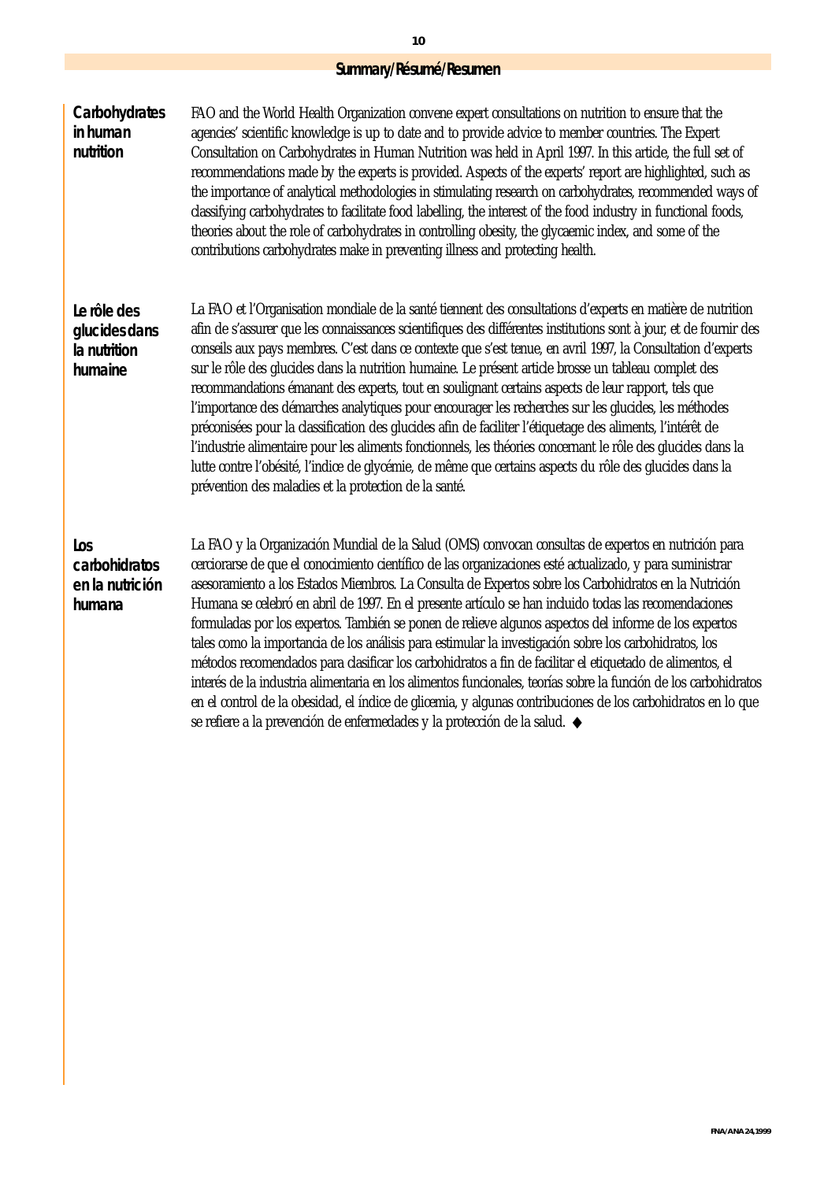## Summary/Résumé/Resumen

### Carbohydrates in human nutrition

FAO and the World Health Organization convene expert consultations on nutrition to ensure that the agencies' scientific knowledge is up to date and to provide advice to member countries. The Expert Consultation on Carbohydrates in Human Nutrition was held in April 1997. In this article, the full set of recommendations made by the experts is provided. Aspects of the experts' report are highlighted, such as the importance of analytical methodologies in stimulating research on carbohydrates, recommended ways of classifying carbohydrates to facilitate food labelling, the interest of the food industry in functional foods, theories about the role of carbohydrates in controlling obesity, the glycaemic index, and some of the contributions carbohydrates make in preventing illness and protecting health.

### Le rôle des glucides dans la nutrition humaine

La FAO et l'Organisation mondiale de la santé tiennent des consultations d'experts en matière de nutrition afin de s'assurer que les connaissances scientifiques des différentes institutions sont à jour, et de fournir des conseils aux pays membres. C'est dans ce contexte que s'est tenue, en avril 1997, la Consultation d'experts sur le rôle des glucides dans la nutrition humaine. Le présent article brosse un tableau complet des recommandations émanant des experts, tout en soulignant certains aspects de leur rapport, tels que l'importance des démarches analytiques pour encourager les recherches sur les glucides, les méthodes préconisées pour la classification des glucides afin de faciliter l'étiquetage des aliments, l'intérêt de l'industrie alimentaire pour les aliments fonctionnels, les théories concernant le rôle des glucides dans la lutte contre l'obésité, l'indice de glycémie, de même que certains aspects du rôle des glucides dans la prévention des maladies et la protection de la santé.

### Los carbohidratos en la nutrición humana

La FAO y la Organización Mundial de la Salud (OMS) convocan consultas de expertos en nutrición para cerciorarse de que el conocimiento científico de las organizaciones esté actualizado, y para suministrar asesoramiento a los Estados Miembros. La Consulta de Expertos sobre los Carbohidratos en la Nutrición Humana se celebró en abril de 1997. En el presente artículo se han incluido todas las recomendaciones formuladas por los expertos. También se ponen de relieve algunos aspectos del informe de los expertos tales como la importancia de los análisis para estimular la investigación sobre los carbohidratos, los métodos recomendados para clasificar los carbohidratos a fin de facilitar el etiquetado de alimentos, el interés de la industria alimentaria en los alimentos funcionales, teorías sobre la función de los carbohidratos en el control de la obesidad, el índice de glicemia, y algunas contribuciones de los carbohidratos en lo que se refiere a la prevención de enfermedades y la protección de la salud. ◆